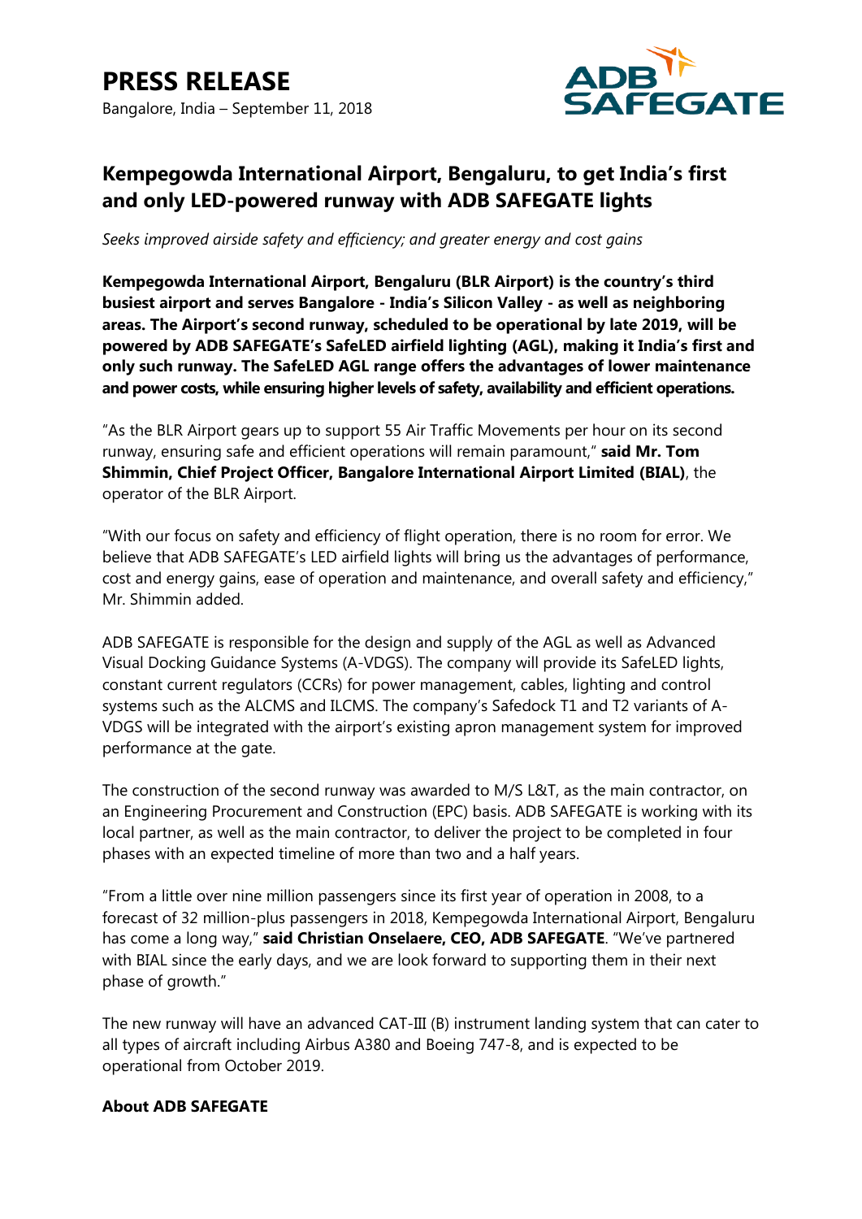# PRESS RELEASE

Bangalore, India – September 11, 2018

## Kempegowda International Airport, Bengaluru, to get India's first and only LED-powered runway with ADB SAFEGATE lights

*Seeks improved airside safety and efficiency; and greater energy and cost gains*

**Kempegowda International Airport, Bengaluru (BLR Airport) is the country's third busiest airport and serves Bangalore - India's Silicon Valley - as well as neighboring areas. The Airport's second runway, scheduled to be operational by late 2019, will be powered by ADB SAFEGATE's SafeLED airfield lighting (AGL), making it India's first and only such runway. The SafeLED AGL range offers the advantages of lower maintenance and power costs, while ensuring higher levels of safety, availability and efficient operations.**

"As the BLR Airport gears up to support 55 Air Traffic Movements per hour on its second runway, ensuring safe and efficient operations will remain paramount," **said Mr. Tom Shimmin, Chief Project Officer, Bangalore International Airport Limited (BIAL)**, the operator of the BLR Airport.

"With our focus on safety and efficiency of flight operation, there is no room for error. We believe that ADB SAFEGATE's LED airfield lights will bring us the advantages of performance, cost and energy gains, ease of operation and maintenance, and overall safety and efficiency," Mr. Shimmin added.

ADB SAFEGATE is responsible for the design and supply of the AGL as well as Advanced Visual Docking Guidance Systems (A-VDGS). The company will provide its SafeLED lights, constant current regulators (CCRs) for power management, cables, lighting and control systems such as the ALCMS and ILCMS. The company's Safedock T1 and T2 variants of A-VDGS will be integrated with the airport's existing apron management system for improved performance at the gate.

The construction of the second runway was awarded to M/S L&T, as the main contractor, on an Engineering Procurement and Construction (EPC) basis. ADB SAFEGATE is working with its local partner, as well as the main contractor, to deliver the project to be completed in four phases with an expected timeline of more than two and a half years.

"From a little over nine million passengers since its first year of operation in 2008, to a forecast of 32 million-plus passengers in 2018, Kempegowda International Airport, Bengaluru has come a long way," **said Christian Onselaere, CEO, ADB SAFEGATE**. "We've partnered with BIAL since the early days, and we are look forward to supporting them in their next phase of growth."

The new runway will have an advanced CAT-III (B) instrument landing system that can cater to all types of aircraft including Airbus A380 and Boeing 747-8, and is expected to be operational from October 2019.

**About ADB SAFEGATE**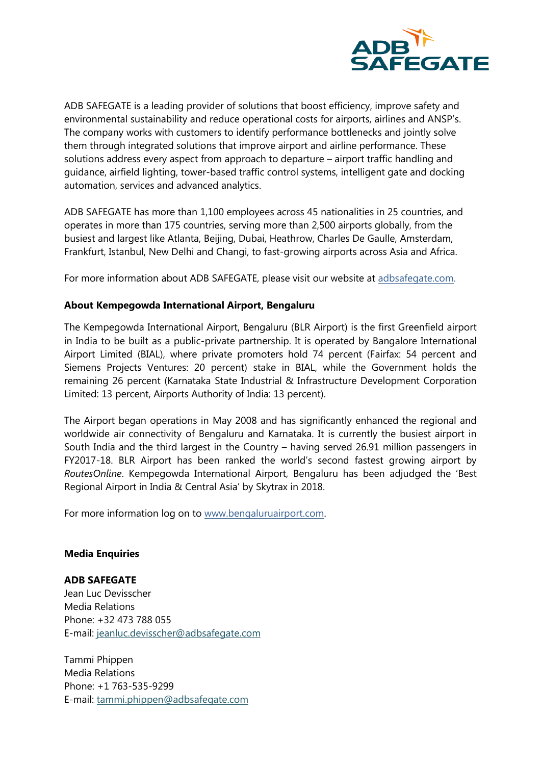ADB SAFEGATE is a leading provider of solutions that boost efficiency, improve safety and environmental sustainability and reduce operational costs for airports, airlines and ANSP's. The company works with customers to identify performance bottlenecks and jointly solve them through integrated solutions that improve airport and airline performance. These solutions address every aspect from approach to departure – airport traffic handling and guidance, airfield lighting, tower-based traffic control systems, intelligent gate and docking automation, services and advanced analytics.

ADB SAFEGATE has more than 1,100 employees across 45 nationalities in 25 countries, and operates in more than 175 countries, serving more than 2,500 airports globally, from the busiest and largest like Atlanta, Beijing, Dubai, Heathrow, Charles De Gaulle, Amsterdam, Frankfurt, Istanbul, New Delhi and Changi, to fast-growing airports across Asia and Africa.

For more information about ADB SAFEGATE, please visit our website at [adbsafegate.com](adbsafegate.com).

**About Kempegowda International Airport, Bengaluru**

The Kempegowda International Airport, Bengaluru (BLR Airport) is the first Greenfield airport in India to be built as a public-private partnership. It is operated by Bangalore International Airport Limited (BIAL), where private promoters hold 74 percent (Fairfax: 54 percent and Siemens Projects Ventures: 20 percent) stake in BIAL, while the Government holds the remaining 26 percent (Karnataka State Industrial & Infrastructure Development Corporation Limited: 13 percent, Airports Authority of India: 13 percent).

The Airport began operations in May 2008 and has significantly enhanced the regional and worldwide air connectivity of Bengaluru and Karnataka. It is currently the busiest airport in South India and the third largest in the Country – having served 26.91 million passengers in FY2017-18. BLR Airport has been ranked the world's second fastest growing airport by *RoutesOnline*. Kempegowda International Airport, Bengaluru has been adjudged the 'Best Regional Airport in India & Central Asia' by Skytrax in 2018.

For more information log on to [www.bengaluruairport.com](www.bengaluruairport.com).

**Media Enquiries**

**ADB SAFEGATE**
Jean Luc Devisscher
Media Relations
Phone: +32 473 788 055
E-mail: jeanluc.devisscher@adbsafegate.com

Tammi Phippen
Media Relations
Phone: +1 763-535-9299
E-mail: tammi.phippen@adbsafegate.com